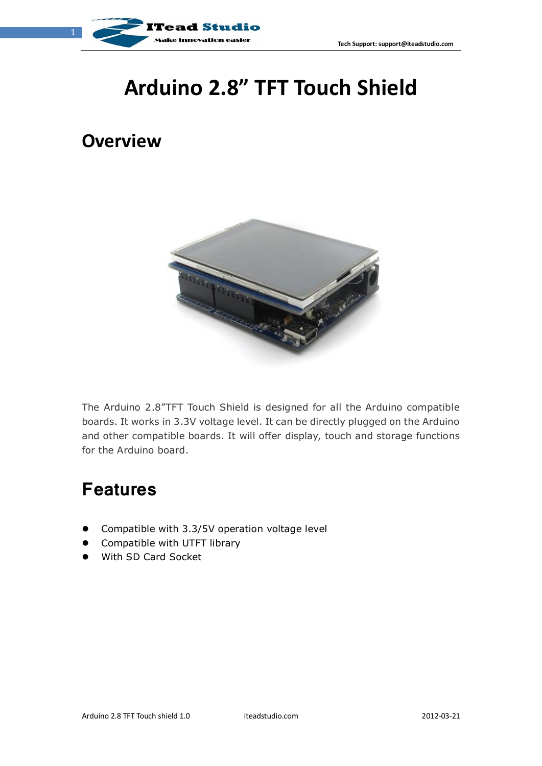# Arduino 2.8" TFT Touch Shield

## Overview

The Arduino 2.8"TFT Touch Shield is designed for all the Arduino compatible boards. It works in 3.3V voltage level. It can be directly plugged on the Arduino and other compatible boards. It will offer display, touch and storage functions for the Arduino board.

## Features

- Compatible with 3.3/5V operation voltage level
- Compatible with UTFT library
- With SD Card Socket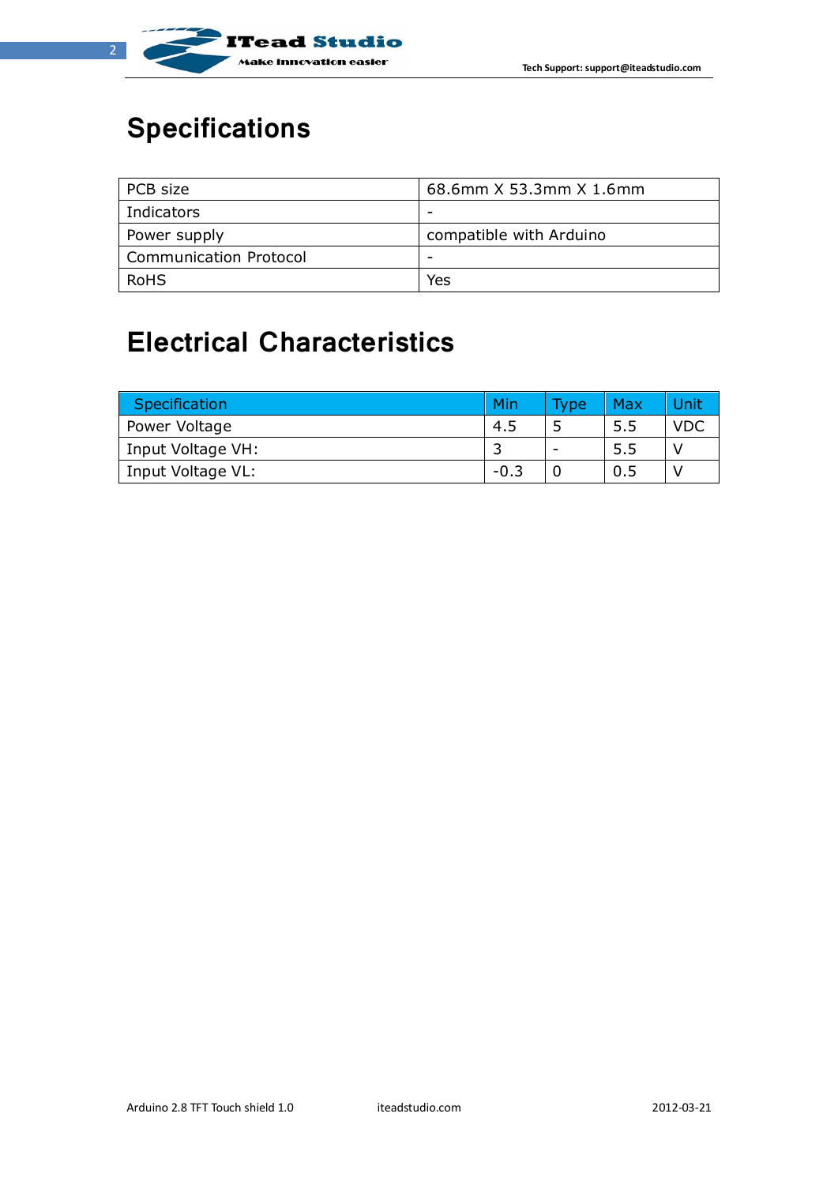# Specifications

| PCB size | 68.6mm X 53.3mm X 1.6mm |
|---|---|
| Indicators | - |
| Power supply | compatible with Arduino |
| Communication Protocol | - |
| RoHS | Yes |

# Electrical Characteristics

| Specification | Min | Type | Max | Unit |
|---|---|---|---|---|
| Power Voltage | 4.5 | 5 | 5.5 | VDC |
| Input Voltage VH: | 3 | - | 5.5 | V |
| Input Voltage VL: | -0.3 | 0 | 0.5 | V |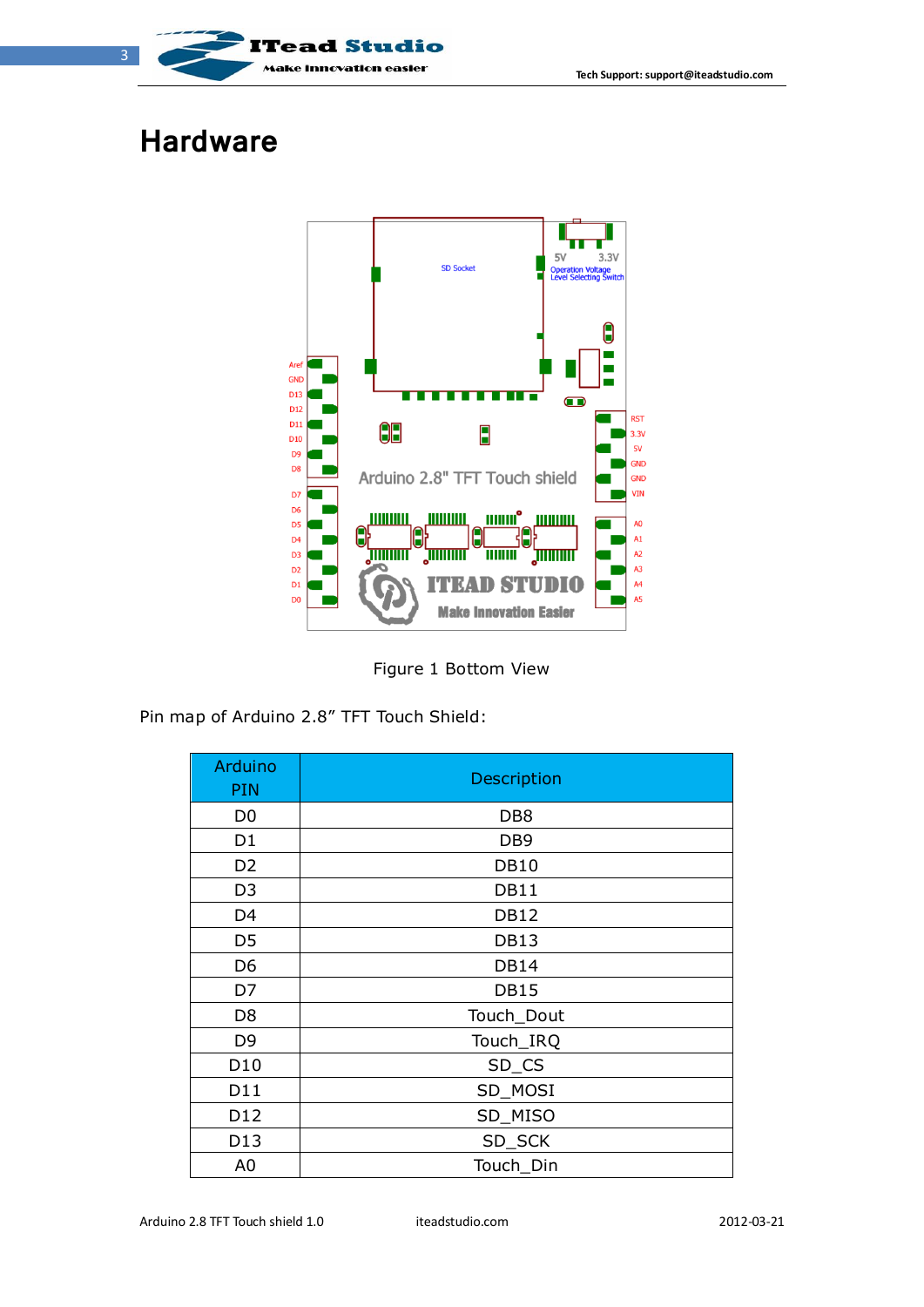# Hardware

Figure 1 Bottom View

Pin map of Arduino 2.8” TFT Touch Shield:

| Arduino PIN | Description |
|---|---|
| D0 | DB8 |
| D1 | DB9 |
| D2 | DB10 |
| D3 | DB11 |
| D4 | DB12 |
| D5 | DB13 |
| D6 | DB14 |
| D7 | DB15 |
| D8 | Touch_Dout |
| D9 | Touch_IRQ |
| D10 | SD_CS |
| D11 | SD_MOSI |
| D12 | SD_MISO |
| D13 | SD_SCK |
| A0 | Touch_Din |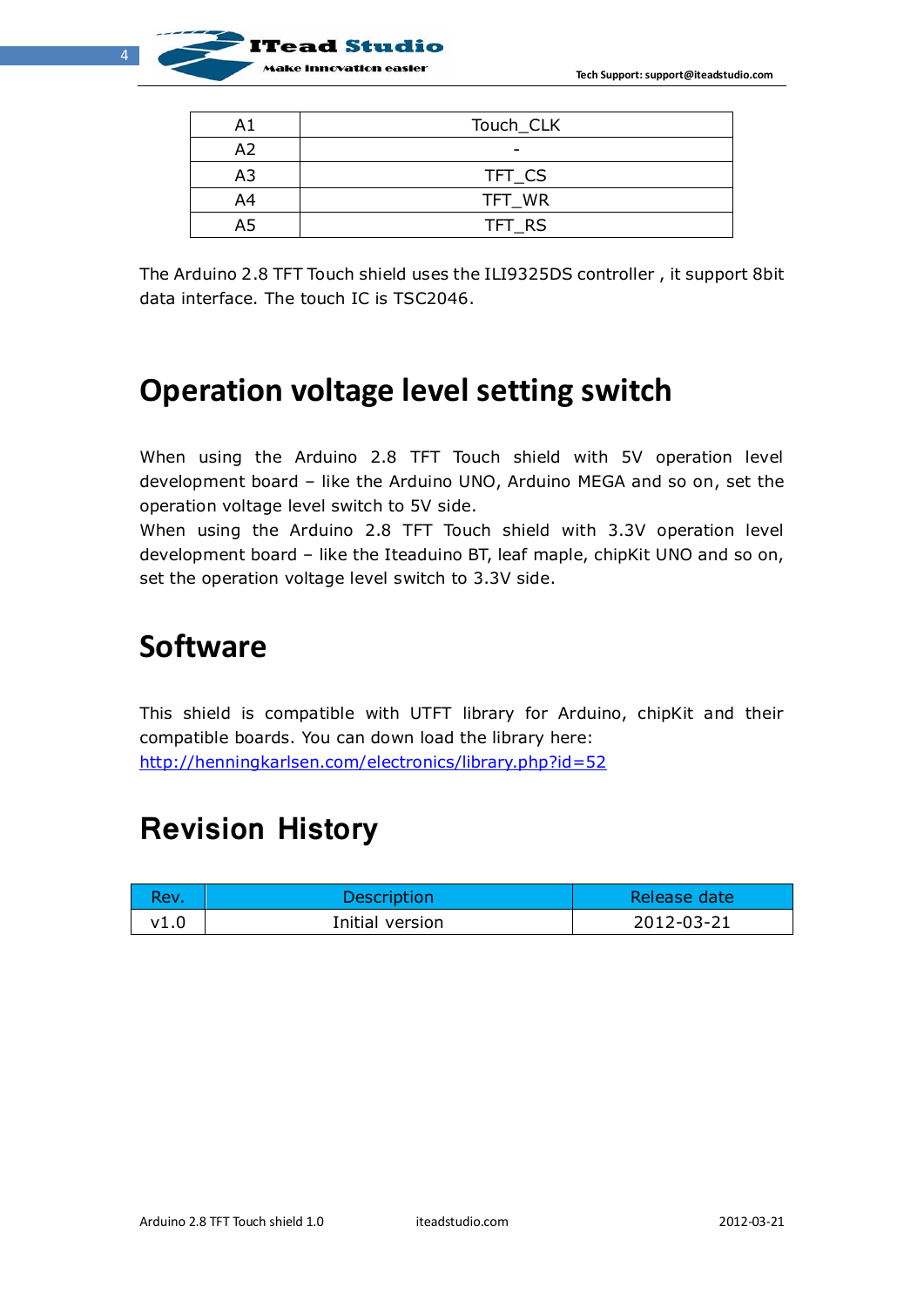| | |
|---|---|
| A1 | Touch_CLK |
| A2 | - |
| A3 | TFT_CS |
| A4 | TFT_WR |
| A5 | TFT_RS |

The Arduino 2.8 TFT Touch shield uses the ILI9325DS controller , it support 8bit data interface. The touch IC is TSC2046.

## Operation voltage level setting switch

When using the Arduino 2.8 TFT Touch shield with 5V operation level development board – like the Arduino UNO, Arduino MEGA and so on, set the operation voltage level switch to 5V side.
When using the Arduino 2.8 TFT Touch shield with 3.3V operation level development board – like the Iteaduino BT, leaf maple, chipKit UNO and so on, set the operation voltage level switch to 3.3V side.

## Software

This shield is compatible with UTFT library for Arduino, chipKit and their compatible boards. You can down load the library here:
http://henningkarlsen.com/electronics/library.php?id=52

## Revision History

| Rev. | Description | Release date |
|---|---|---|
| v1.0 | Initial version | 2012-03-21 |